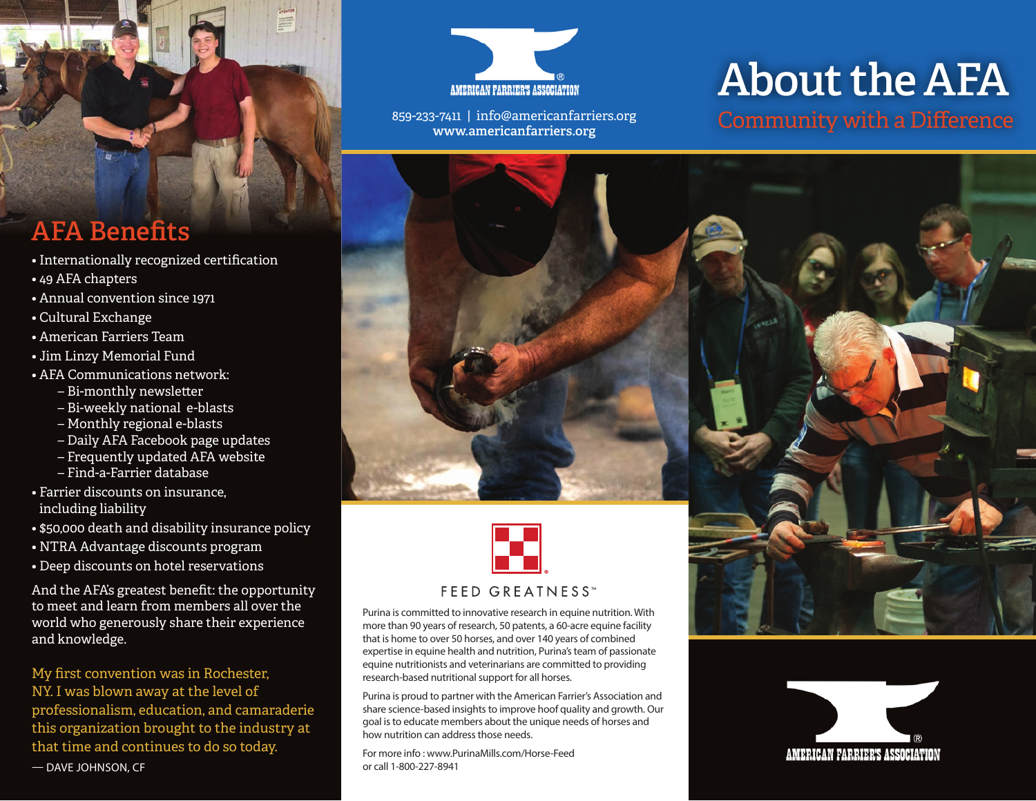# About the AFA

## Community with a Difference

AMERICAN FARRIER'S ASSOCIATION

859-233-7411 | info@americanfarriers.org
www.americanfarriers.org

## AFA Benefits

- Internationally recognized certification
- 49 AFA chapters
- Annual convention since 1971
- Cultural Exchange
- American Farriers Team
- Jim Linzy Memorial Fund
- AFA Communications network:
  - Bi-monthly newsletter
  - Bi-weekly national e-blasts
  - Monthly regional e-blasts
  - Daily AFA Facebook page updates
  - Frequently updated AFA website
  - Find-a-Farrier database
- Farrier discounts on insurance, including liability
- $50,000 death and disability insurance policy
- NTRA Advantage discounts program
- Deep discounts on hotel reservations

And the AFA's greatest benefit: the opportunity to meet and learn from members all over the world who generously share their experience and knowledge.

My first convention was in Rochester, NY. I was blown away at the level of professionalism, education, and camaraderie this organization brought to the industry at that time and continues to do so today.

— DAVE JOHNSON, CF

FEED GREATNESS™

Purina is committed to innovative research in equine nutrition. With more than 90 years of research, 50 patents, a 60-acre equine facility that is home to over 50 horses, and over 140 years of combined expertise in equine health and nutrition, Purina's team of passionate equine nutritionists and veterinarians are committed to providing research-based nutritional support for all horses.

Purina is proud to partner with the American Farrier's Association and share science-based insights to improve hoof quality and growth. Our goal is to educate members about the unique needs of horses and how nutrition can address those needs.

For more info : www.PurinaMills.com/Horse-Feed
or call 1-800-227-8941

AMERICAN FARRIER'S ASSOCIATION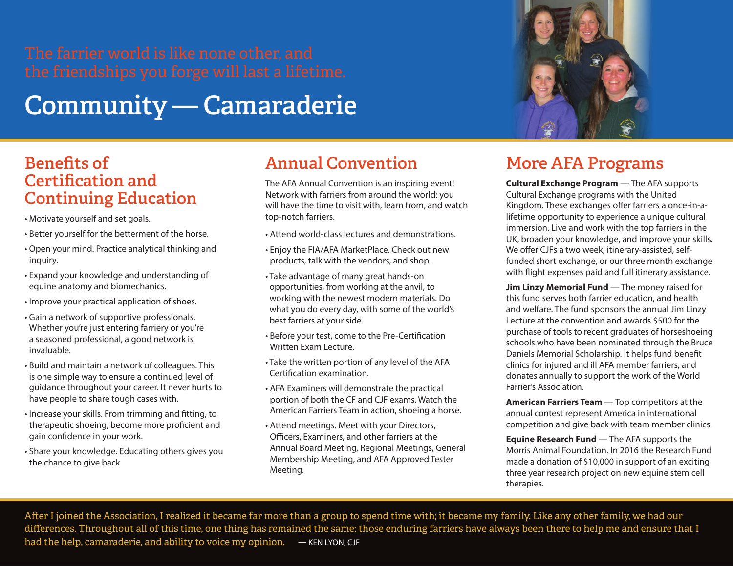The farrier world is like none other, and the friendships you forge will last a lifetime.

# Community — Camaraderie

## Benefits of Certification and Continuing Education

- Motivate yourself and set goals.
- Better yourself for the betterment of the horse.
- Open your mind. Practice analytical thinking and inquiry.
- Expand your knowledge and understanding of equine anatomy and biomechanics.
- Improve your practical application of shoes.
- Gain a network of supportive professionals. Whether you're just entering farriery or you're a seasoned professional, a good network is invaluable.
- Build and maintain a network of colleagues. This is one simple way to ensure a continued level of guidance throughout your career. It never hurts to have people to share tough cases with.
- Increase your skills. From trimming and fitting, to therapeutic shoeing, become more proficient and gain confidence in your work.
- Share your knowledge. Educating others gives you the chance to give back

## Annual Convention

The AFA Annual Convention is an inspiring event! Network with farriers from around the world: you will have the time to visit with, learn from, and watch top-notch farriers.

- Attend world-class lectures and demonstrations.
- Enjoy the FIA/AFA MarketPlace. Check out new products, talk with the vendors, and shop.
- Take advantage of many great hands-on opportunities, from working at the anvil, to working with the newest modern materials. Do what you do every day, with some of the world's best farriers at your side.
- Before your test, come to the Pre-Certification Written Exam Lecture.
- Take the written portion of any level of the AFA Certification examination.
- AFA Examiners will demonstrate the practical portion of both the CF and CJF exams. Watch the American Farriers Team in action, shoeing a horse.
- Attend meetings. Meet with your Directors, Officers, Examiners, and other farriers at the Annual Board Meeting, Regional Meetings, General Membership Meeting, and AFA Approved Tester Meeting.

## More AFA Programs

**Cultural Exchange Program** — The AFA supports Cultural Exchange programs with the United Kingdom. These exchanges offer farriers a once-in-a-lifetime opportunity to experience a unique cultural immersion. Live and work with the top farriers in the UK, broaden your knowledge, and improve your skills. We offer CJFs a two week, itinerary-assisted, self-funded short exchange, or our three month exchange with flight expenses paid and full itinerary assistance.

**Jim Linzy Memorial Fund** — The money raised for this fund serves both farrier education, and health and welfare. The fund sponsors the annual Jim Linzy Lecture at the convention and awards $500 for the purchase of tools to recent graduates of horseshoeing schools who have been nominated through the Bruce Daniels Memorial Scholarship. It helps fund benefit clinics for injured and ill AFA member farriers, and donates annually to support the work of the World Farrier's Association.

**American Farriers Team** — Top competitors at the annual contest represent America in international competition and give back with team member clinics.

**Equine Research Fund** — The AFA supports the Morris Animal Foundation. In 2016 the Research Fund made a donation of $10,000 in support of an exciting three year research project on new equine stem cell therapies.

After I joined the Association, I realized it became far more than a group to spend time with; it became my family. Like any other family, we had our differences. Throughout all of this time, one thing has remained the same: those enduring farriers have always been there to help me and ensure that I had the help, camaraderie, and ability to voice my opinion. — KEN LYON, CJF